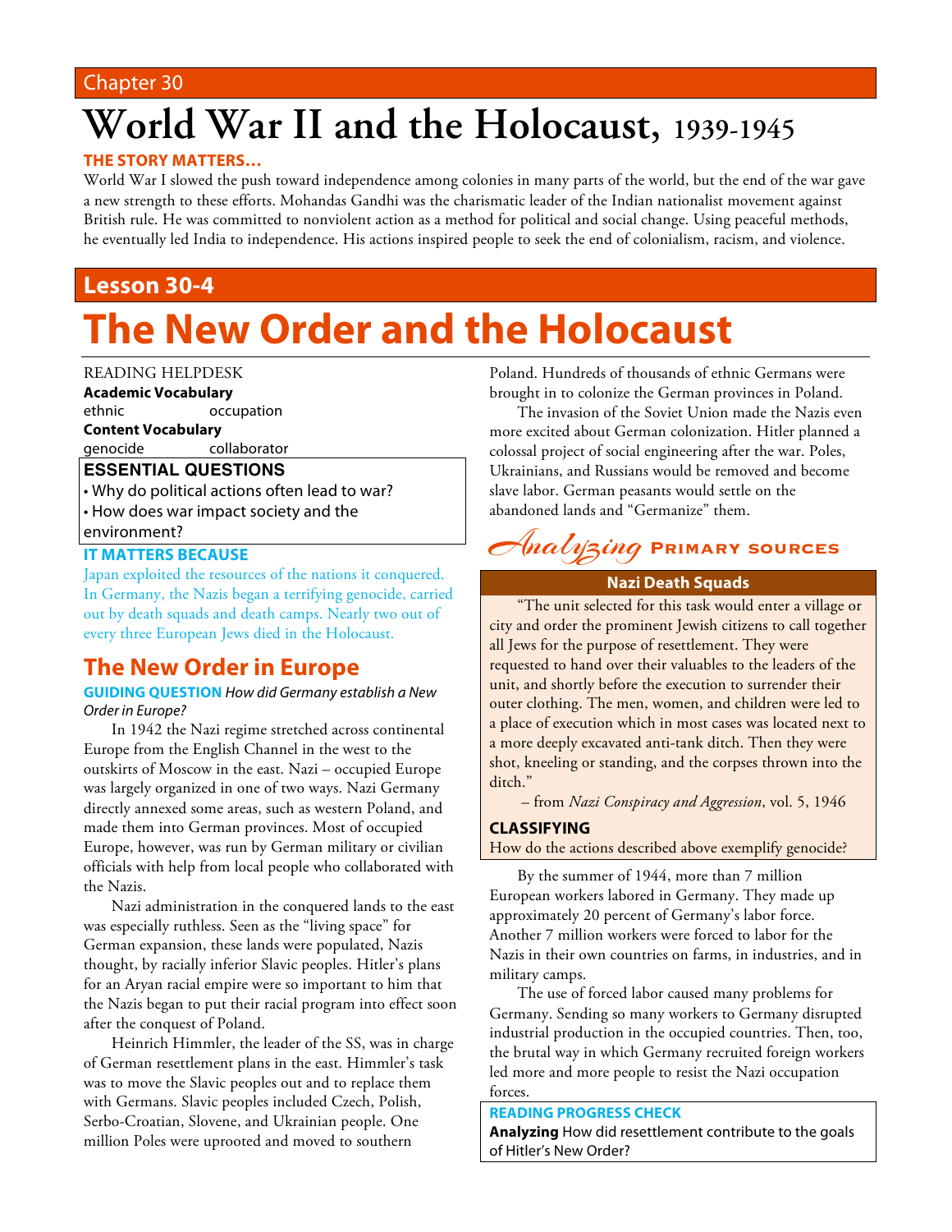Chapter 30

# World War II and the Holocaust, 1939-1945

**THE STORY MATTERS…**

World War I slowed the push toward independence among colonies in many parts of the world, but the end of the war gave a new strength to these efforts. Mohandas Gandhi was the charismatic leader of the Indian nationalist movement against British rule. He was committed to nonviolent action as a method for political and social change. Using peaceful methods, he eventually led India to independence. His actions inspired people to seek the end of colonialism, racism, and violence.

## Lesson 30-4

# The New Order and the Holocaust

READING HELPDESK

**Academic Vocabulary**

ethnic occupation

**Content Vocabulary**

genocide collaborator

**ESSENTIAL QUESTIONS**

- Why do political actions often lead to war?
- How does war impact society and the environment?

**IT MATTERS BECAUSE**

Japan exploited the resources of the nations it conquered. In Germany, the Nazis began a terrifying genocide, carried out by death squads and death camps. Nearly two out of every three European Jews died in the Holocaust.

## The New Order in Europe

**GUIDING QUESTION** *How did Germany establish a New Order in Europe?*

In 1942 the Nazi regime stretched across continental Europe from the English Channel in the west to the outskirts of Moscow in the east. Nazi – occupied Europe was largely organized in one of two ways. Nazi Germany directly annexed some areas, such as western Poland, and made them into German provinces. Most of occupied Europe, however, was run by German military or civilian officials with help from local people who collaborated with the Nazis.

Nazi administration in the conquered lands to the east was especially ruthless. Seen as the "living space" for German expansion, these lands were populated, Nazis thought, by racially inferior Slavic peoples. Hitler's plans for an Aryan racial empire were so important to him that the Nazis began to put their racial program into effect soon after the conquest of Poland.

Heinrich Himmler, the leader of the SS, was in charge of German resettlement plans in the east. Himmler's task was to move the Slavic peoples out and to replace them with Germans. Slavic peoples included Czech, Polish, Serbo-Croatian, Slovene, and Ukrainian people. One million Poles were uprooted and moved to southern Poland. Hundreds of thousands of ethnic Germans were brought in to colonize the German provinces in Poland.

The invasion of the Soviet Union made the Nazis even more excited about German colonization. Hitler planned a colossal project of social engineering after the war. Poles, Ukrainians, and Russians would be removed and become slave labor. German peasants would settle on the abandoned lands and "Germanize" them.

*Analyzing* **PRIMARY SOURCES**

**Nazi Death Squads**

"The unit selected for this task would enter a village or city and order the prominent Jewish citizens to call together all Jews for the purpose of resettlement. They were requested to hand over their valuables to the leaders of the unit, and shortly before the execution to surrender their outer clothing. The men, women, and children were led to a place of execution which in most cases was located next to a more deeply excavated anti-tank ditch. Then they were shot, kneeling or standing, and the corpses thrown into the ditch."

– from *Nazi Conspiracy and Aggression*, vol. 5, 1946

**CLASSIFYING**

How do the actions described above exemplify genocide?

By the summer of 1944, more than 7 million European workers labored in Germany. They made up approximately 20 percent of Germany's labor force. Another 7 million workers were forced to labor for the Nazis in their own countries on farms, in industries, and in military camps.

The use of forced labor caused many problems for Germany. Sending so many workers to Germany disrupted industrial production in the occupied countries. Then, too, the brutal way in which Germany recruited foreign workers led more and more people to resist the Nazi occupation forces.

**READING PROGRESS CHECK**

**Analyzing** How did resettlement contribute to the goals of Hitler's New Order?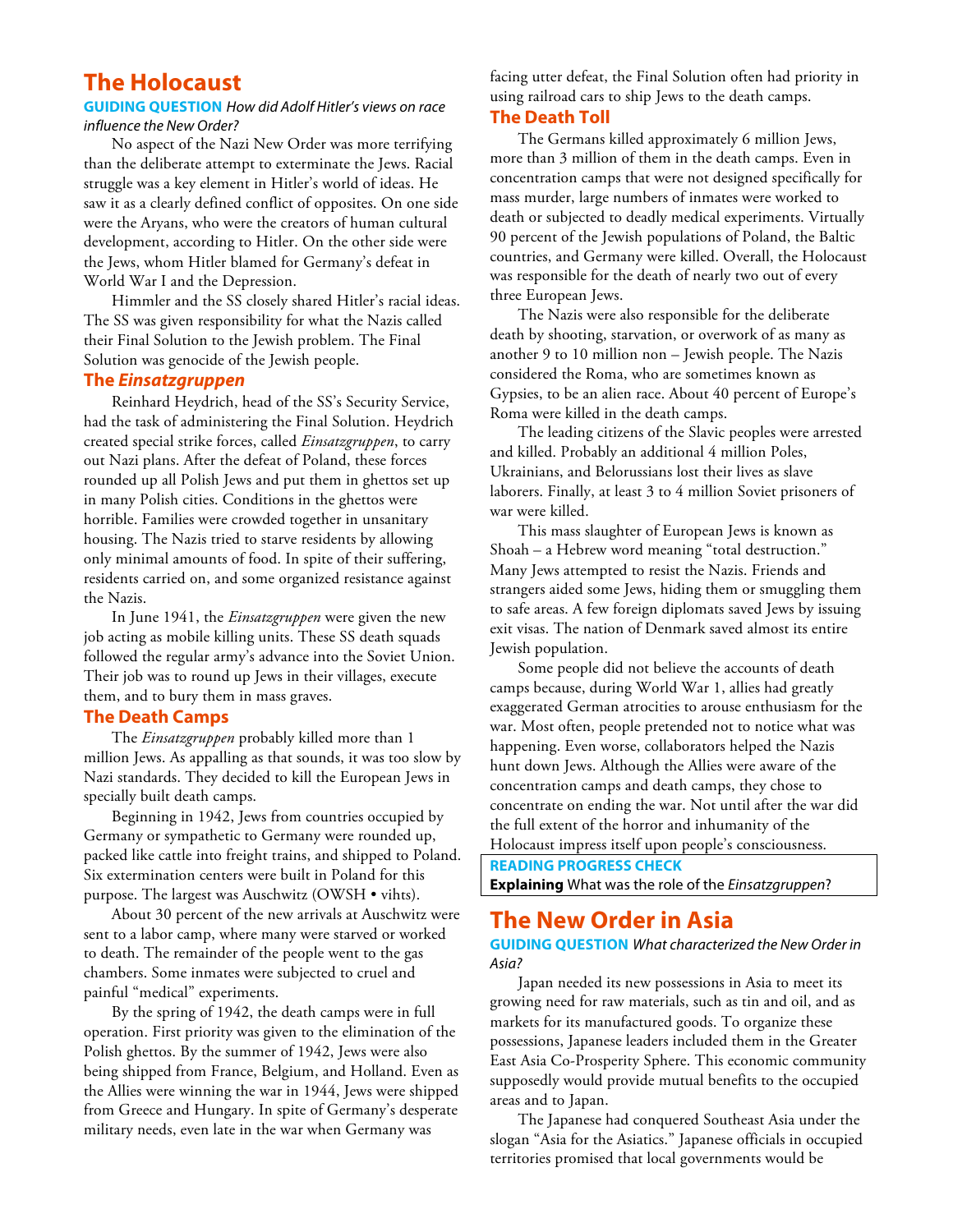## The Holocaust

**GUIDING QUESTION** *How did Adolf Hitler's views on race influence the New Order?*

No aspect of the Nazi New Order was more terrifying than the deliberate attempt to exterminate the Jews. Racial struggle was a key element in Hitler's world of ideas. He saw it as a clearly defined conflict of opposites. On one side were the Aryans, who were the creators of human cultural development, according to Hitler. On the other side were the Jews, whom Hitler blamed for Germany's defeat in World War I and the Depression.

Himmler and the SS closely shared Hitler's racial ideas. The SS was given responsibility for what the Nazis called their Final Solution to the Jewish problem. The Final Solution was genocide of the Jewish people.

### The *Einsatzgruppen*

Reinhard Heydrich, head of the SS's Security Service, had the task of administering the Final Solution. Heydrich created special strike forces, called *Einsatzgruppen*, to carry out Nazi plans. After the defeat of Poland, these forces rounded up all Polish Jews and put them in ghettos set up in many Polish cities. Conditions in the ghettos were horrible. Families were crowded together in unsanitary housing. The Nazis tried to starve residents by allowing only minimal amounts of food. In spite of their suffering, residents carried on, and some organized resistance against the Nazis.

In June 1941, the *Einsatzgruppen* were given the new job acting as mobile killing units. These SS death squads followed the regular army's advance into the Soviet Union. Their job was to round up Jews in their villages, execute them, and to bury them in mass graves.

### The Death Camps

The *Einsatzgruppen* probably killed more than 1 million Jews. As appalling as that sounds, it was too slow by Nazi standards. They decided to kill the European Jews in specially built death camps.

Beginning in 1942, Jews from countries occupied by Germany or sympathetic to Germany were rounded up, packed like cattle into freight trains, and shipped to Poland. Six extermination centers were built in Poland for this purpose. The largest was Auschwitz (OWSH • vihts).

About 30 percent of the new arrivals at Auschwitz were sent to a labor camp, where many were starved or worked to death. The remainder of the people went to the gas chambers. Some inmates were subjected to cruel and painful "medical" experiments.

By the spring of 1942, the death camps were in full operation. First priority was given to the elimination of the Polish ghettos. By the summer of 1942, Jews were also being shipped from France, Belgium, and Holland. Even as the Allies were winning the war in 1944, Jews were shipped from Greece and Hungary. In spite of Germany's desperate military needs, even late in the war when Germany was facing utter defeat, the Final Solution often had priority in using railroad cars to ship Jews to the death camps.

### The Death Toll

The Germans killed approximately 6 million Jews, more than 3 million of them in the death camps. Even in concentration camps that were not designed specifically for mass murder, large numbers of inmates were worked to death or subjected to deadly medical experiments. Virtually 90 percent of the Jewish populations of Poland, the Baltic countries, and Germany were killed. Overall, the Holocaust was responsible for the death of nearly two out of every three European Jews.

The Nazis were also responsible for the deliberate death by shooting, starvation, or overwork of as many as another 9 to 10 million non – Jewish people. The Nazis considered the Roma, who are sometimes known as Gypsies, to be an alien race. About 40 percent of Europe's Roma were killed in the death camps.

The leading citizens of the Slavic peoples were arrested and killed. Probably an additional 4 million Poles, Ukrainians, and Belorussians lost their lives as slave laborers. Finally, at least 3 to 4 million Soviet prisoners of war were killed.

This mass slaughter of European Jews is known as Shoah – a Hebrew word meaning "total destruction." Many Jews attempted to resist the Nazis. Friends and strangers aided some Jews, hiding them or smuggling them to safe areas. A few foreign diplomats saved Jews by issuing exit visas. The nation of Denmark saved almost its entire Jewish population.

Some people did not believe the accounts of death camps because, during World War 1, allies had greatly exaggerated German atrocities to arouse enthusiasm for the war. Most often, people pretended not to notice what was happening. Even worse, collaborators helped the Nazis hunt down Jews. Although the Allies were aware of the concentration camps and death camps, they chose to concentrate on ending the war. Not until after the war did the full extent of the horror and inhumanity of the Holocaust impress itself upon people's consciousness.

**READING PROGRESS CHECK**
**Explaining** What was the role of the *Einsatzgruppen*?

## The New Order in Asia

**GUIDING QUESTION** *What characterized the New Order in Asia?*

Japan needed its new possessions in Asia to meet its growing need for raw materials, such as tin and oil, and as markets for its manufactured goods. To organize these possessions, Japanese leaders included them in the Greater East Asia Co-Prosperity Sphere. This economic community supposedly would provide mutual benefits to the occupied areas and to Japan.

The Japanese had conquered Southeast Asia under the slogan "Asia for the Asiatics." Japanese officials in occupied territories promised that local governments would be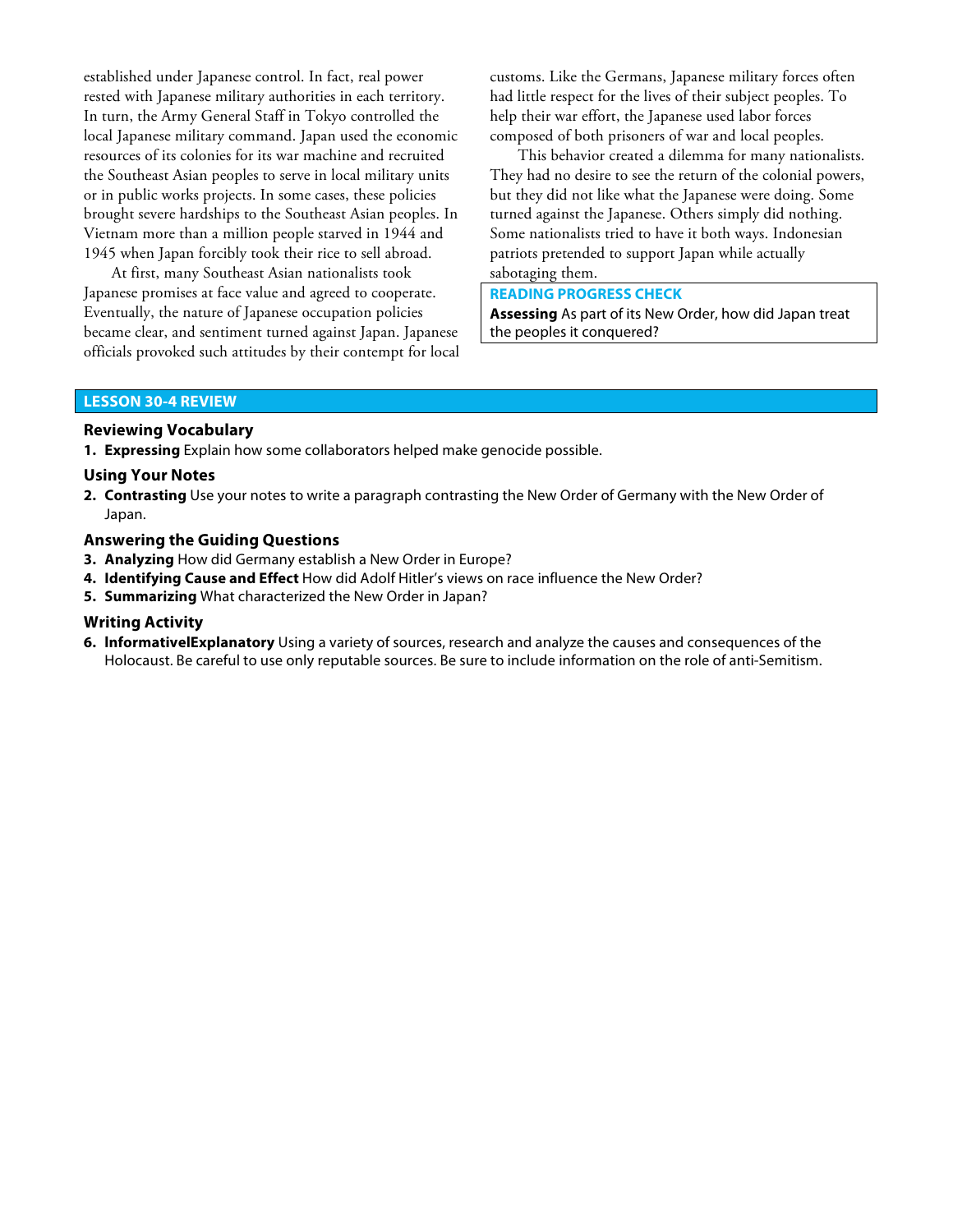established under Japanese control. In fact, real power rested with Japanese military authorities in each territory. In turn, the Army General Staff in Tokyo controlled the local Japanese military command. Japan used the economic resources of its colonies for its war machine and recruited the Southeast Asian peoples to serve in local military units or in public works projects. In some cases, these policies brought severe hardships to the Southeast Asian peoples. In Vietnam more than a million people starved in 1944 and 1945 when Japan forcibly took their rice to sell abroad.

At first, many Southeast Asian nationalists took Japanese promises at face value and agreed to cooperate. Eventually, the nature of Japanese occupation policies became clear, and sentiment turned against Japan. Japanese officials provoked such attitudes by their contempt for local customs. Like the Germans, Japanese military forces often had little respect for the lives of their subject peoples. To help their war effort, the Japanese used labor forces composed of both prisoners of war and local peoples.

This behavior created a dilemma for many nationalists. They had no desire to see the return of the colonial powers, but they did not like what the Japanese were doing. Some turned against the Japanese. Others simply did nothing. Some nationalists tried to have it both ways. Indonesian patriots pretended to support Japan while actually sabotaging them.

**READING PROGRESS CHECK**

**Assessing** As part of its New Order, how did Japan treat the peoples it conquered?

## LESSON 30-4 REVIEW

### Reviewing Vocabulary

1. **Expressing** Explain how some collaborators helped make genocide possible.

### Using Your Notes

2. **Contrasting** Use your notes to write a paragraph contrasting the New Order of Germany with the New Order of Japan.

### Answering the Guiding Questions

3. **Analyzing** How did Germany establish a New Order in Europe?
4. **Identifying Cause and Effect** How did Adolf Hitler's views on race influence the New Order?
5. **Summarizing** What characterized the New Order in Japan?

### Writing Activity

6. **InformativeExplanatory** Using a variety of sources, research and analyze the causes and consequences of the Holocaust. Be careful to use only reputable sources. Be sure to include information on the role of anti-Semitism.